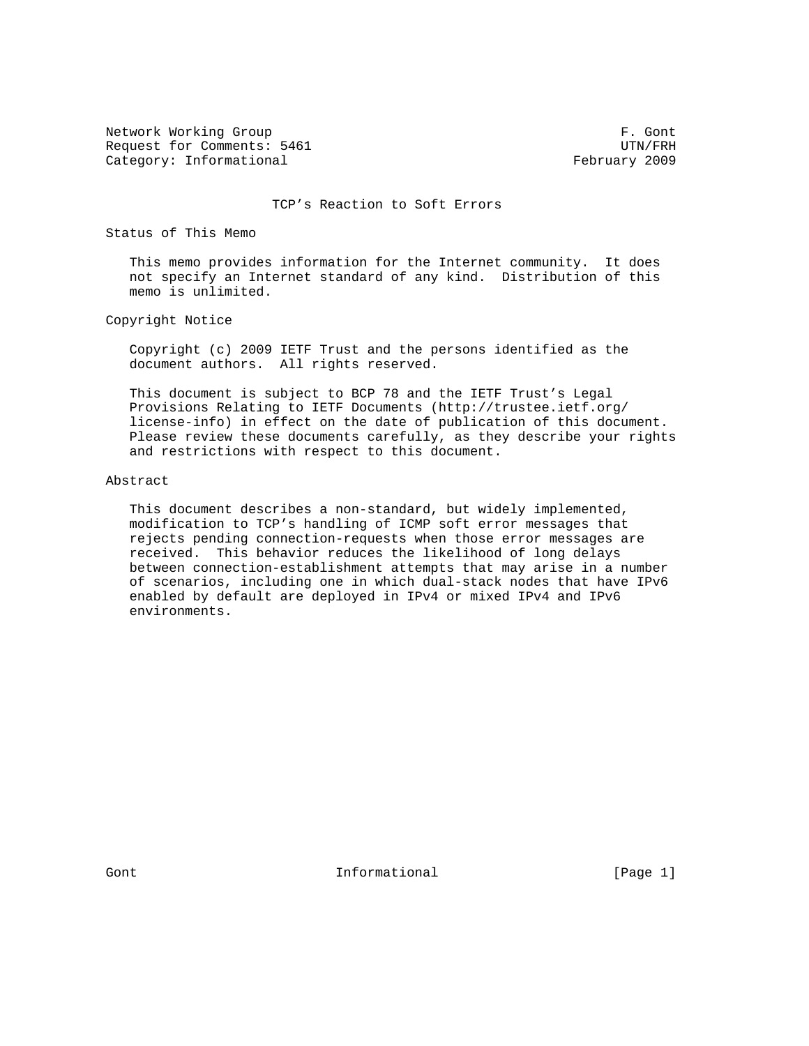Network Working Group F. Gont
Request for Comments: 5461 UTN/FRH
Category: Informational February 2009

# TCP's Reaction to Soft Errors

## Status of This Memo

This memo provides information for the Internet community. It does not specify an Internet standard of any kind. Distribution of this memo is unlimited.

## Copyright Notice

Copyright (c) 2009 IETF Trust and the persons identified as the document authors. All rights reserved.

This document is subject to BCP 78 and the IETF Trust's Legal Provisions Relating to IETF Documents (http://trustee.ietf.org/license-info) in effect on the date of publication of this document. Please review these documents carefully, as they describe your rights and restrictions with respect to this document.

## Abstract

This document describes a non-standard, but widely implemented, modification to TCP's handling of ICMP soft error messages that rejects pending connection-requests when those error messages are received. This behavior reduces the likelihood of long delays between connection-establishment attempts that may arise in a number of scenarios, including one in which dual-stack nodes that have IPv6 enabled by default are deployed in IPv4 or mixed IPv4 and IPv6 environments.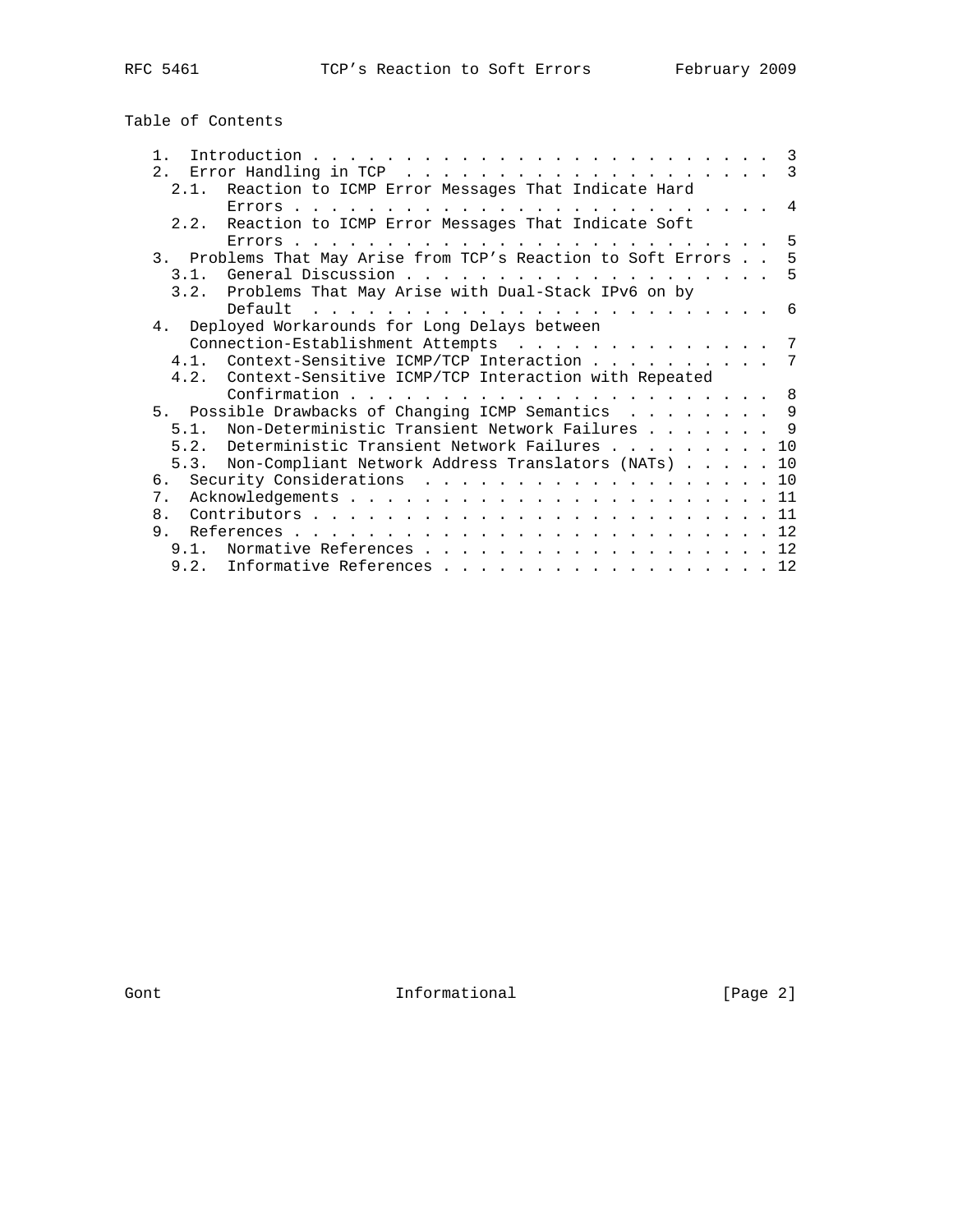## Table of Contents

```
   1.  Introduction . . . . . . . . . . . . . . . . . . . . . . . . .  3
   2.  Error Handling in TCP  . . . . . . . . . . . . . . . . . . . .  3
     2.1.  Reaction to ICMP Error Messages That Indicate Hard
           Errors . . . . . . . . . . . . . . . . . . . . . . . . . .  4
     2.2.  Reaction to ICMP Error Messages That Indicate Soft
           Errors . . . . . . . . . . . . . . . . . . . . . . . . . .  5
   3.  Problems That May Arise from TCP's Reaction to Soft Errors . .  5
     3.1.  General Discussion . . . . . . . . . . . . . . . . . . . .  5
     3.2.  Problems That May Arise with Dual-Stack IPv6 on by
           Default  . . . . . . . . . . . . . . . . . . . . . . . . .  6
   4.  Deployed Workarounds for Long Delays between
       Connection-Establishment Attempts  . . . . . . . . . . . . . .  7
     4.1.  Context-Sensitive ICMP/TCP Interaction . . . . . . . . . .  7
     4.2.  Context-Sensitive ICMP/TCP Interaction with Repeated
           Confirmation . . . . . . . . . . . . . . . . . . . . . . .  8
   5.  Possible Drawbacks of Changing ICMP Semantics  . . . . . . . .  9
     5.1.  Non-Deterministic Transient Network Failures . . . . . . .  9
     5.2.  Deterministic Transient Network Failures . . . . . . . . . 10
     5.3.  Non-Compliant Network Address Translators (NATs) . . . . . 10
   6.  Security Considerations  . . . . . . . . . . . . . . . . . . . 10
   7.  Acknowledgements . . . . . . . . . . . . . . . . . . . . . . . 11
   8.  Contributors . . . . . . . . . . . . . . . . . . . . . . . . . 11
   9.  References . . . . . . . . . . . . . . . . . . . . . . . . . . 12
     9.1.  Normative References . . . . . . . . . . . . . . . . . . . 12
     9.2.  Informative References . . . . . . . . . . . . . . . . . . 12
```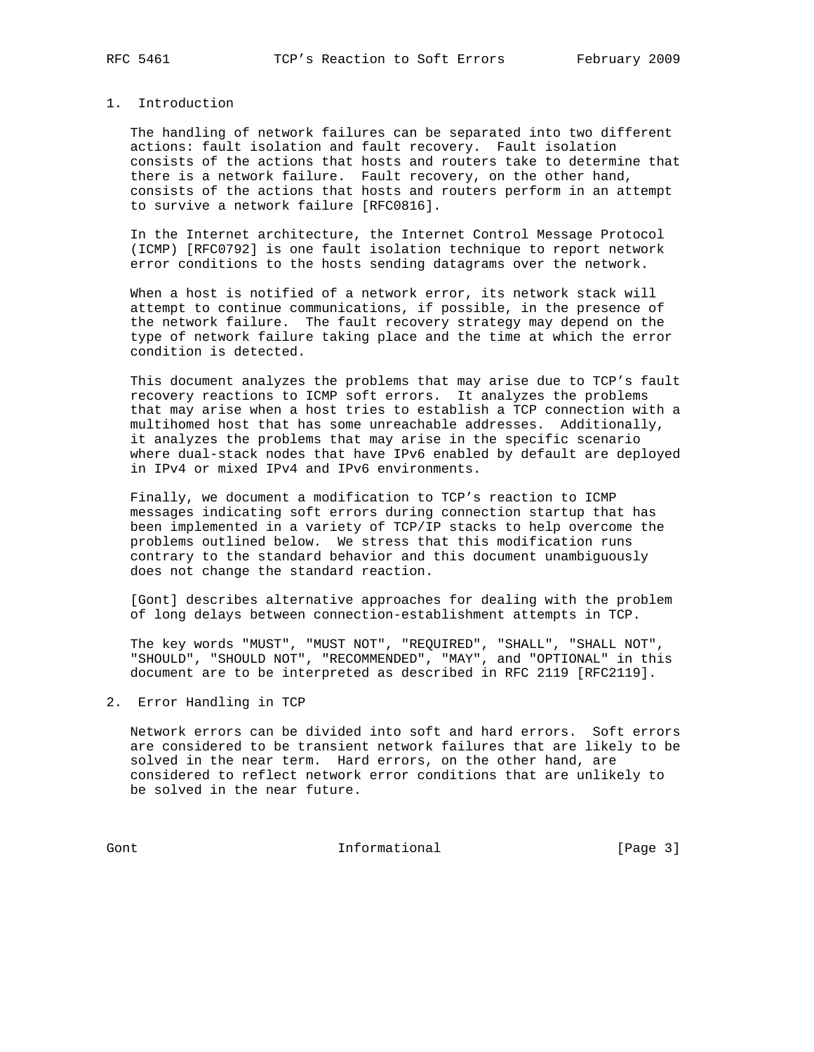## 1. Introduction

The handling of network failures can be separated into two different actions: fault isolation and fault recovery. Fault isolation consists of the actions that hosts and routers take to determine that there is a network failure. Fault recovery, on the other hand, consists of the actions that hosts and routers perform in an attempt to survive a network failure [RFC0816].

In the Internet architecture, the Internet Control Message Protocol (ICMP) [RFC0792] is one fault isolation technique to report network error conditions to the hosts sending datagrams over the network.

When a host is notified of a network error, its network stack will attempt to continue communications, if possible, in the presence of the network failure. The fault recovery strategy may depend on the type of network failure taking place and the time at which the error condition is detected.

This document analyzes the problems that may arise due to TCP's fault recovery reactions to ICMP soft errors. It analyzes the problems that may arise when a host tries to establish a TCP connection with a multihomed host that has some unreachable addresses. Additionally, it analyzes the problems that may arise in the specific scenario where dual-stack nodes that have IPv6 enabled by default are deployed in IPv4 or mixed IPv4 and IPv6 environments.

Finally, we document a modification to TCP's reaction to ICMP messages indicating soft errors during connection startup that has been implemented in a variety of TCP/IP stacks to help overcome the problems outlined below. We stress that this modification runs contrary to the standard behavior and this document unambiguously does not change the standard reaction.

[Gont] describes alternative approaches for dealing with the problem of long delays between connection-establishment attempts in TCP.

The key words "MUST", "MUST NOT", "REQUIRED", "SHALL", "SHALL NOT", "SHOULD", "SHOULD NOT", "RECOMMENDED", "MAY", and "OPTIONAL" in this document are to be interpreted as described in RFC 2119 [RFC2119].

## 2. Error Handling in TCP

Network errors can be divided into soft and hard errors. Soft errors are considered to be transient network failures that are likely to be solved in the near term. Hard errors, on the other hand, are considered to reflect network error conditions that are unlikely to be solved in the near future.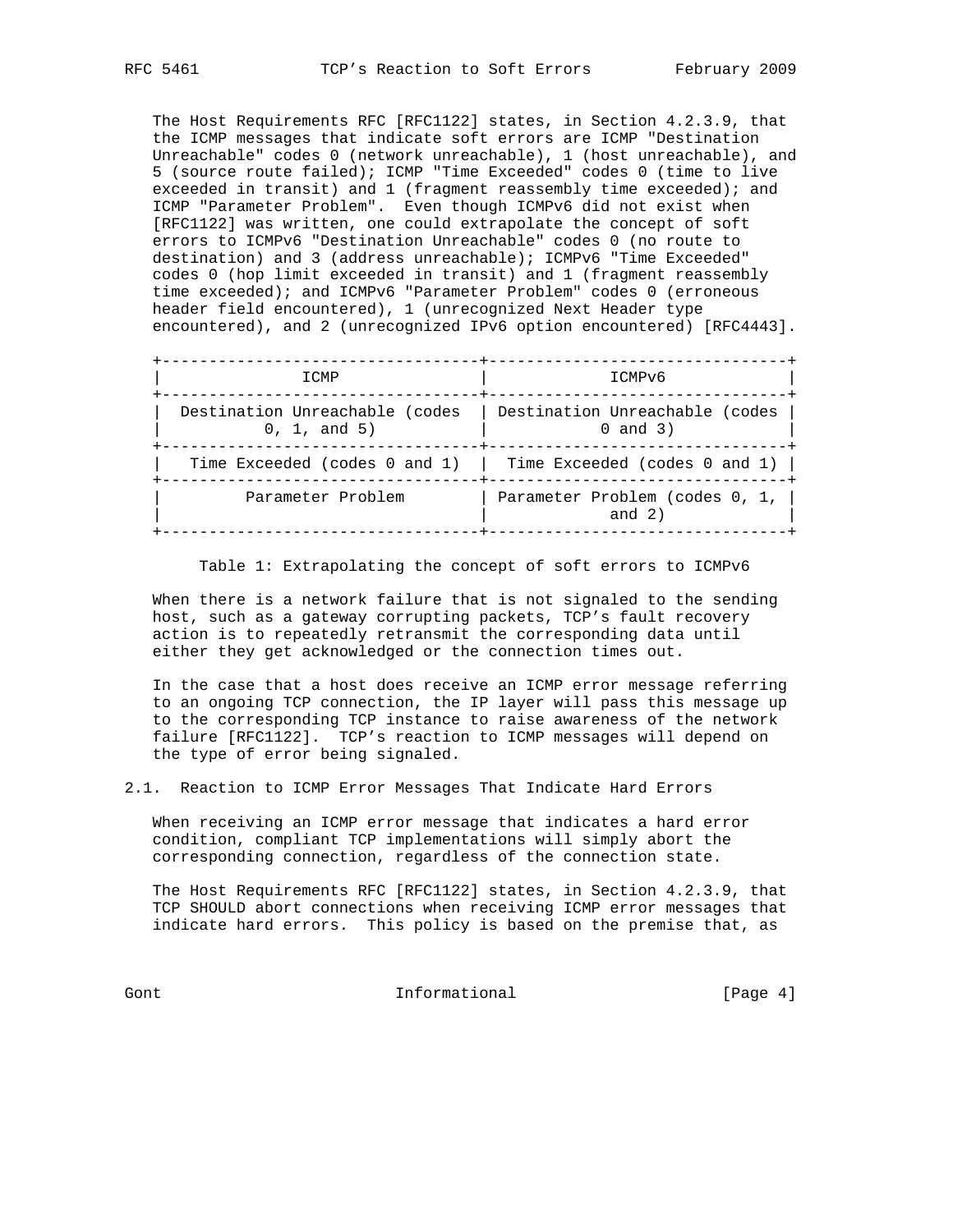The Host Requirements RFC [RFC1122] states, in Section 4.2.3.9, that the ICMP messages that indicate soft errors are ICMP "Destination Unreachable" codes 0 (network unreachable), 1 (host unreachable), and 5 (source route failed); ICMP "Time Exceeded" codes 0 (time to live exceeded in transit) and 1 (fragment reassembly time exceeded); and ICMP "Parameter Problem". Even though ICMPv6 did not exist when [RFC1122] was written, one could extrapolate the concept of soft errors to ICMPv6 "Destination Unreachable" codes 0 (no route to destination) and 3 (address unreachable); ICMPv6 "Time Exceeded" codes 0 (hop limit exceeded in transit) and 1 (fragment reassembly time exceeded); and ICMPv6 "Parameter Problem" codes 0 (erroneous header field encountered), 1 (unrecognized Next Header type encountered), and 2 (unrecognized IPv6 option encountered) [RFC4443].

| ICMP | ICMPv6 |
|---|---|
| Destination Unreachable (codes 0, 1, and 5) | Destination Unreachable (codes 0 and 3) |
| Time Exceeded (codes 0 and 1) | Time Exceeded (codes 0 and 1) |
| Parameter Problem | Parameter Problem (codes 0, 1, and 2) |

Table 1: Extrapolating the concept of soft errors to ICMPv6

When there is a network failure that is not signaled to the sending host, such as a gateway corrupting packets, TCP's fault recovery action is to repeatedly retransmit the corresponding data until either they get acknowledged or the connection times out.

In the case that a host does receive an ICMP error message referring to an ongoing TCP connection, the IP layer will pass this message up to the corresponding TCP instance to raise awareness of the network failure [RFC1122]. TCP's reaction to ICMP messages will depend on the type of error being signaled.

## 2.1. Reaction to ICMP Error Messages That Indicate Hard Errors

When receiving an ICMP error message that indicates a hard error condition, compliant TCP implementations will simply abort the corresponding connection, regardless of the connection state.

The Host Requirements RFC [RFC1122] states, in Section 4.2.3.9, that TCP SHOULD abort connections when receiving ICMP error messages that indicate hard errors. This policy is based on the premise that, as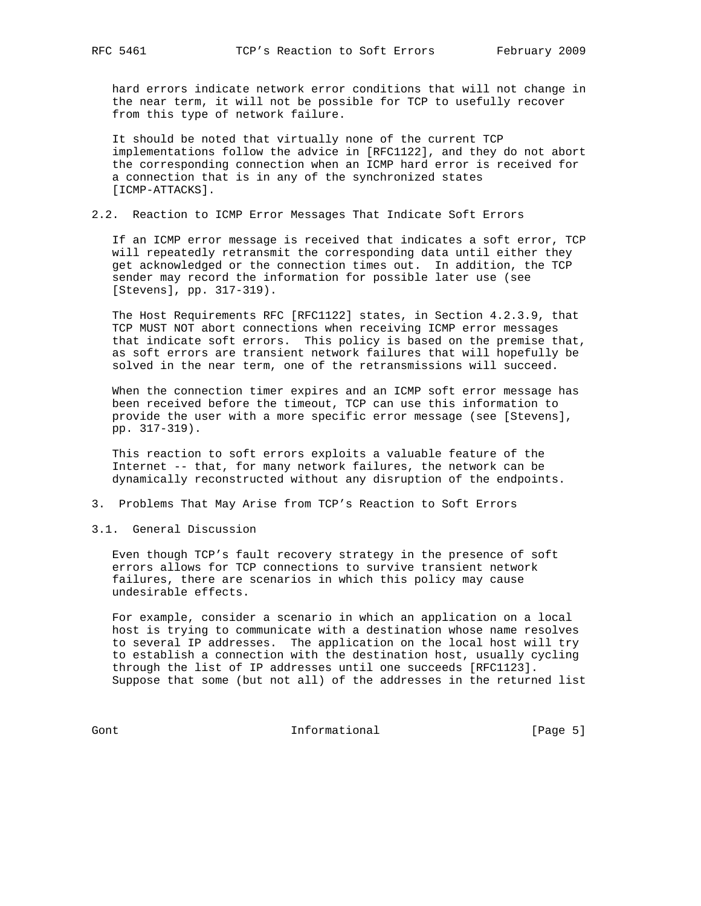hard errors indicate network error conditions that will not change in the near term, it will not be possible for TCP to usefully recover from this type of network failure.

It should be noted that virtually none of the current TCP implementations follow the advice in [RFC1122], and they do not abort the corresponding connection when an ICMP hard error is received for a connection that is in any of the synchronized states [ICMP-ATTACKS].

### 2.2. Reaction to ICMP Error Messages That Indicate Soft Errors

If an ICMP error message is received that indicates a soft error, TCP will repeatedly retransmit the corresponding data until either they get acknowledged or the connection times out. In addition, the TCP sender may record the information for possible later use (see [Stevens], pp. 317-319).

The Host Requirements RFC [RFC1122] states, in Section 4.2.3.9, that TCP MUST NOT abort connections when receiving ICMP error messages that indicate soft errors. This policy is based on the premise that, as soft errors are transient network failures that will hopefully be solved in the near term, one of the retransmissions will succeed.

When the connection timer expires and an ICMP soft error message has been received before the timeout, TCP can use this information to provide the user with a more specific error message (see [Stevens], pp. 317-319).

This reaction to soft errors exploits a valuable feature of the Internet -- that, for many network failures, the network can be dynamically reconstructed without any disruption of the endpoints.

## 3. Problems That May Arise from TCP's Reaction to Soft Errors

### 3.1. General Discussion

Even though TCP's fault recovery strategy in the presence of soft errors allows for TCP connections to survive transient network failures, there are scenarios in which this policy may cause undesirable effects.

For example, consider a scenario in which an application on a local host is trying to communicate with a destination whose name resolves to several IP addresses. The application on the local host will try to establish a connection with the destination host, usually cycling through the list of IP addresses until one succeeds [RFC1123]. Suppose that some (but not all) of the addresses in the returned list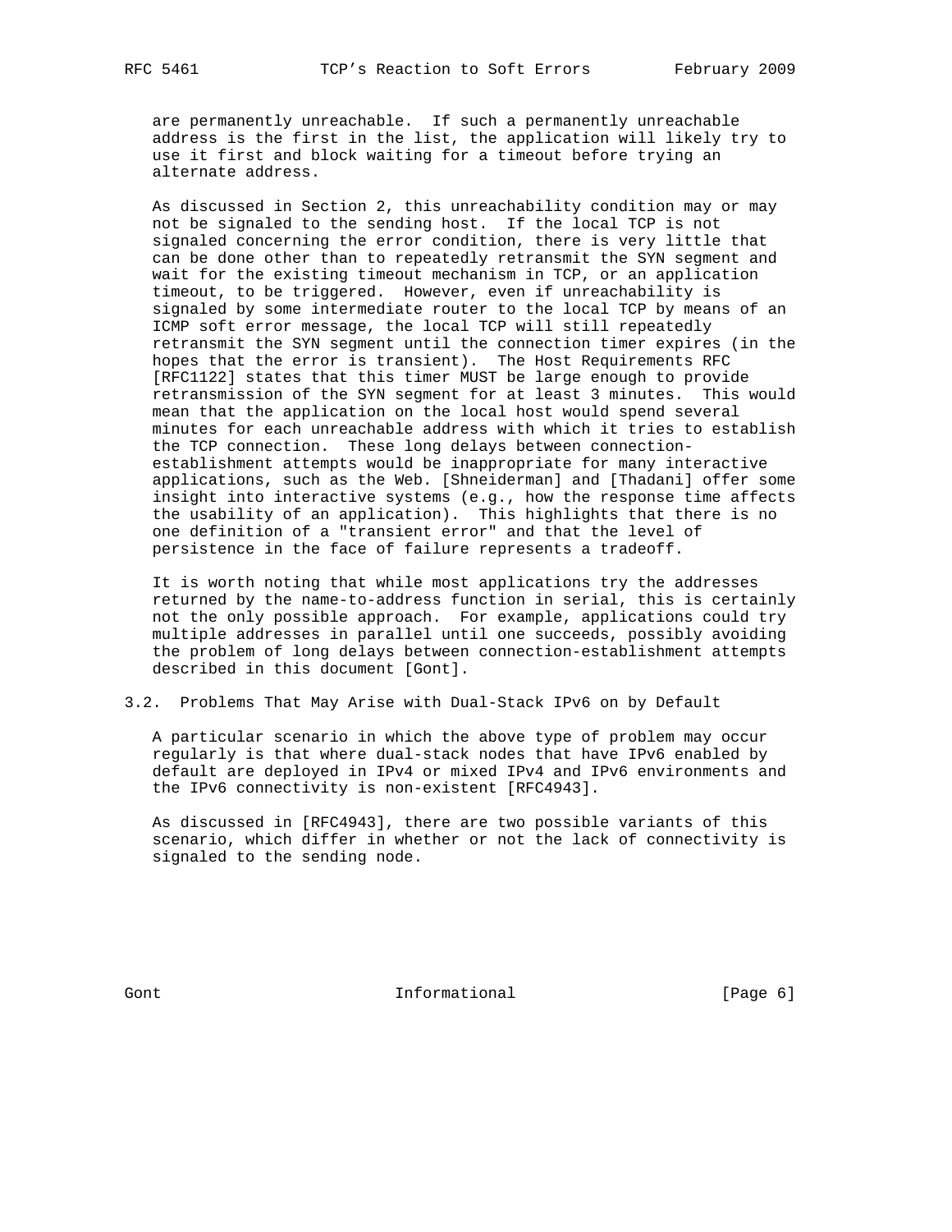are permanently unreachable. If such a permanently unreachable address is the first in the list, the application will likely try to use it first and block waiting for a timeout before trying an alternate address.

As discussed in Section 2, this unreachability condition may or may not be signaled to the sending host. If the local TCP is not signaled concerning the error condition, there is very little that can be done other than to repeatedly retransmit the SYN segment and wait for the existing timeout mechanism in TCP, or an application timeout, to be triggered. However, even if unreachability is signaled by some intermediate router to the local TCP by means of an ICMP soft error message, the local TCP will still repeatedly retransmit the SYN segment until the connection timer expires (in the hopes that the error is transient). The Host Requirements RFC [RFC1122] states that this timer MUST be large enough to provide retransmission of the SYN segment for at least 3 minutes. This would mean that the application on the local host would spend several minutes for each unreachable address with which it tries to establish the TCP connection. These long delays between connection-establishment attempts would be inappropriate for many interactive applications, such as the Web. [Shneiderman] and [Thadani] offer some insight into interactive systems (e.g., how the response time affects the usability of an application). This highlights that there is no one definition of a "transient error" and that the level of persistence in the face of failure represents a tradeoff.

It is worth noting that while most applications try the addresses returned by the name-to-address function in serial, this is certainly not the only possible approach. For example, applications could try multiple addresses in parallel until one succeeds, possibly avoiding the problem of long delays between connection-establishment attempts described in this document [Gont].

### 3.2. Problems That May Arise with Dual-Stack IPv6 on by Default

A particular scenario in which the above type of problem may occur regularly is that where dual-stack nodes that have IPv6 enabled by default are deployed in IPv4 or mixed IPv4 and IPv6 environments and the IPv6 connectivity is non-existent [RFC4943].

As discussed in [RFC4943], there are two possible variants of this scenario, which differ in whether or not the lack of connectivity is signaled to the sending node.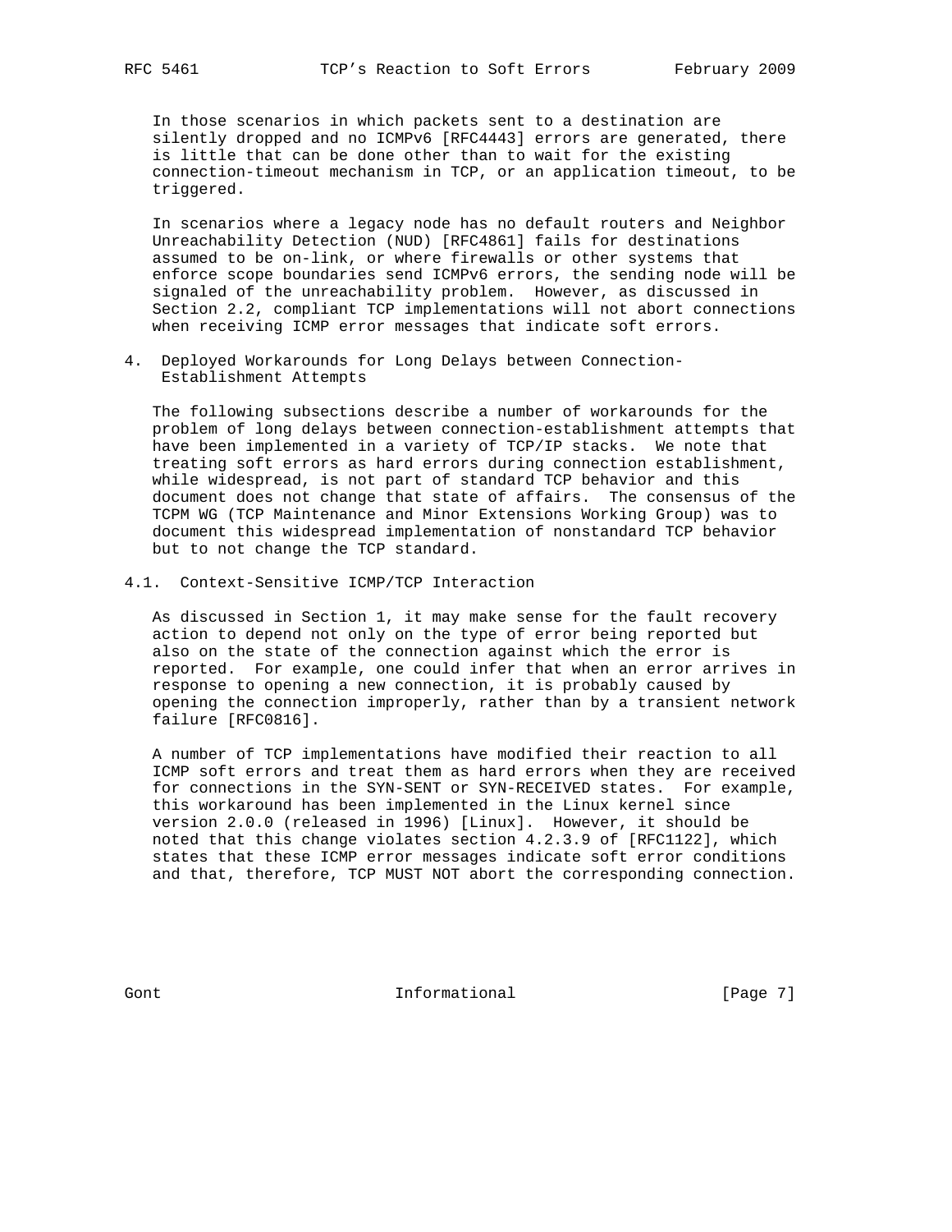In those scenarios in which packets sent to a destination are silently dropped and no ICMPv6 [RFC4443] errors are generated, there is little that can be done other than to wait for the existing connection-timeout mechanism in TCP, or an application timeout, to be triggered.

In scenarios where a legacy node has no default routers and Neighbor Unreachability Detection (NUD) [RFC4861] fails for destinations assumed to be on-link, or where firewalls or other systems that enforce scope boundaries send ICMPv6 errors, the sending node will be signaled of the unreachability problem. However, as discussed in Section 2.2, compliant TCP implementations will not abort connections when receiving ICMP error messages that indicate soft errors.

## 4. Deployed Workarounds for Long Delays between Connection-Establishment Attempts

The following subsections describe a number of workarounds for the problem of long delays between connection-establishment attempts that have been implemented in a variety of TCP/IP stacks. We note that treating soft errors as hard errors during connection establishment, while widespread, is not part of standard TCP behavior and this document does not change that state of affairs. The consensus of the TCPM WG (TCP Maintenance and Minor Extensions Working Group) was to document this widespread implementation of nonstandard TCP behavior but to not change the TCP standard.

### 4.1. Context-Sensitive ICMP/TCP Interaction

As discussed in Section 1, it may make sense for the fault recovery action to depend not only on the type of error being reported but also on the state of the connection against which the error is reported. For example, one could infer that when an error arrives in response to opening a new connection, it is probably caused by opening the connection improperly, rather than by a transient network failure [RFC0816].

A number of TCP implementations have modified their reaction to all ICMP soft errors and treat them as hard errors when they are received for connections in the SYN-SENT or SYN-RECEIVED states. For example, this workaround has been implemented in the Linux kernel since version 2.0.0 (released in 1996) [Linux]. However, it should be noted that this change violates section 4.2.3.9 of [RFC1122], which states that these ICMP error messages indicate soft error conditions and that, therefore, TCP MUST NOT abort the corresponding connection.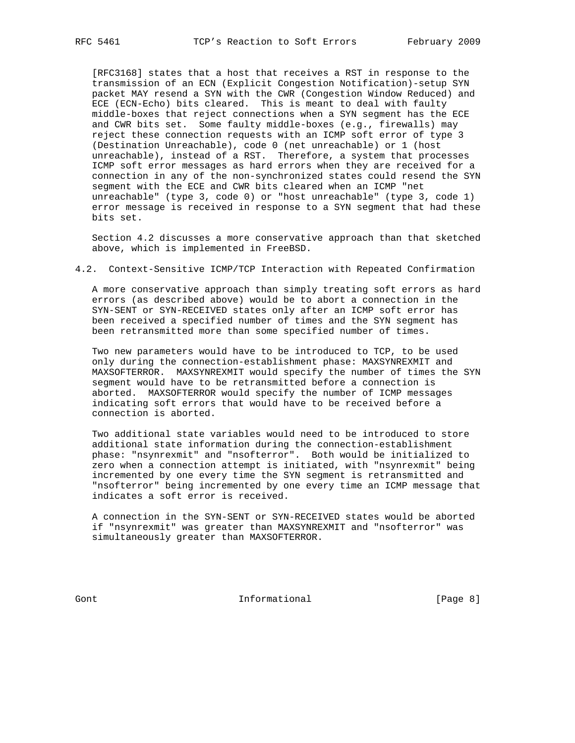[RFC3168] states that a host that receives a RST in response to the transmission of an ECN (Explicit Congestion Notification)-setup SYN packet MAY resend a SYN with the CWR (Congestion Window Reduced) and ECE (ECN-Echo) bits cleared. This is meant to deal with faulty middle-boxes that reject connections when a SYN segment has the ECE and CWR bits set. Some faulty middle-boxes (e.g., firewalls) may reject these connection requests with an ICMP soft error of type 3 (Destination Unreachable), code 0 (net unreachable) or 1 (host unreachable), instead of a RST. Therefore, a system that processes ICMP soft error messages as hard errors when they are received for a connection in any of the non-synchronized states could resend the SYN segment with the ECE and CWR bits cleared when an ICMP "net unreachable" (type 3, code 0) or "host unreachable" (type 3, code 1) error message is received in response to a SYN segment that had these bits set.

Section 4.2 discusses a more conservative approach than that sketched above, which is implemented in FreeBSD.

## 4.2. Context-Sensitive ICMP/TCP Interaction with Repeated Confirmation

A more conservative approach than simply treating soft errors as hard errors (as described above) would be to abort a connection in the SYN-SENT or SYN-RECEIVED states only after an ICMP soft error has been received a specified number of times and the SYN segment has been retransmitted more than some specified number of times.

Two new parameters would have to be introduced to TCP, to be used only during the connection-establishment phase: MAXSYNREXMIT and MAXSOFTERROR. MAXSYNREXMIT would specify the number of times the SYN segment would have to be retransmitted before a connection is aborted. MAXSOFTERROR would specify the number of ICMP messages indicating soft errors that would have to be received before a connection is aborted.

Two additional state variables would need to be introduced to store additional state information during the connection-establishment phase: "nsynrexmit" and "nsofterror". Both would be initialized to zero when a connection attempt is initiated, with "nsynrexmit" being incremented by one every time the SYN segment is retransmitted and "nsofterror" being incremented by one every time an ICMP message that indicates a soft error is received.

A connection in the SYN-SENT or SYN-RECEIVED states would be aborted if "nsynrexmit" was greater than MAXSYNREXMIT and "nsofterror" was simultaneously greater than MAXSOFTERROR.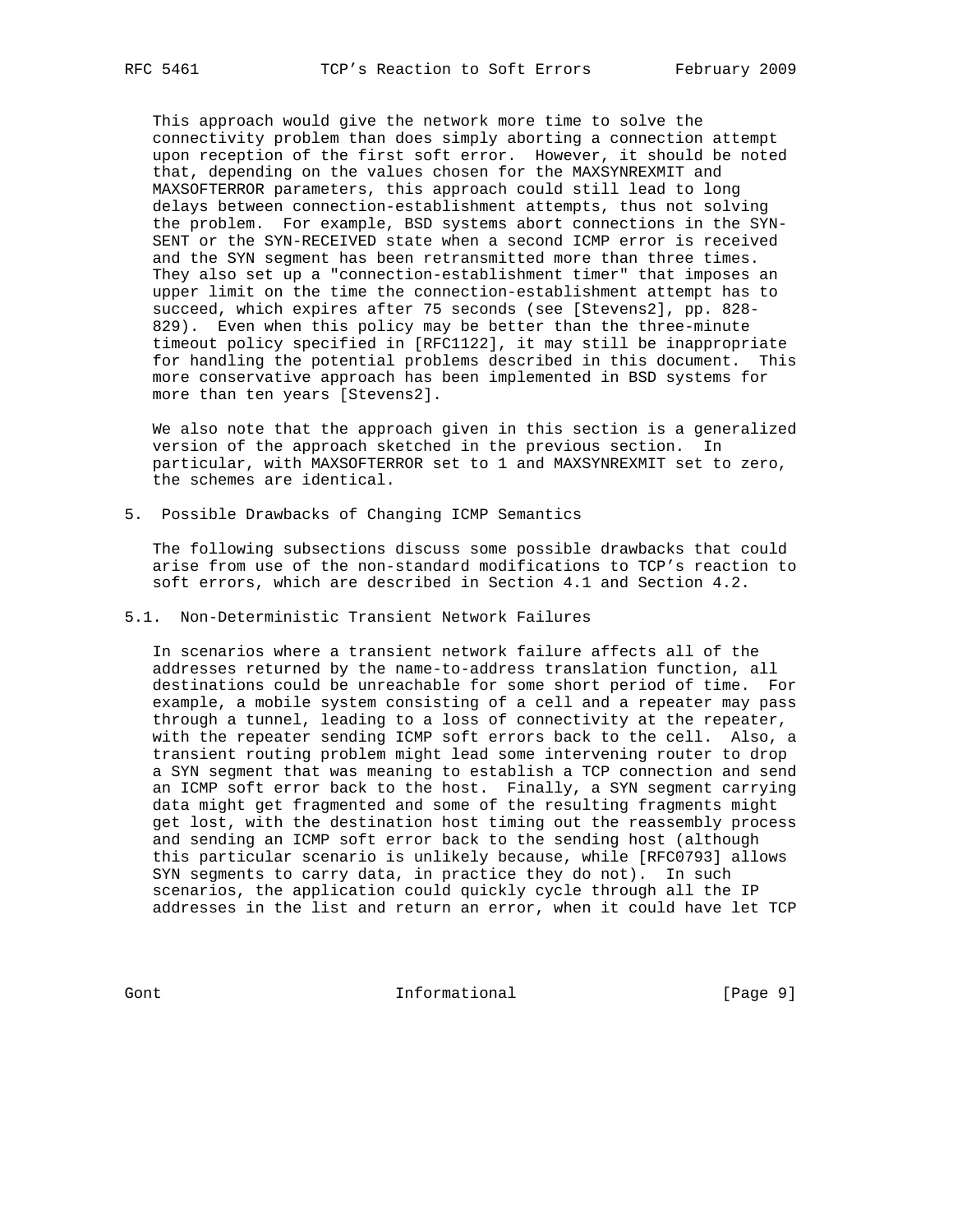This approach would give the network more time to solve the connectivity problem than does simply aborting a connection attempt upon reception of the first soft error. However, it should be noted that, depending on the values chosen for the MAXSYNREXMIT and MAXSOFTERROR parameters, this approach could still lead to long delays between connection-establishment attempts, thus not solving the problem. For example, BSD systems abort connections in the SYN-SENT or the SYN-RECEIVED state when a second ICMP error is received and the SYN segment has been retransmitted more than three times. They also set up a "connection-establishment timer" that imposes an upper limit on the time the connection-establishment attempt has to succeed, which expires after 75 seconds (see [Stevens2], pp. 828-829). Even when this policy may be better than the three-minute timeout policy specified in [RFC1122], it may still be inappropriate for handling the potential problems described in this document. This more conservative approach has been implemented in BSD systems for more than ten years [Stevens2].

We also note that the approach given in this section is a generalized version of the approach sketched in the previous section. In particular, with MAXSOFTERROR set to 1 and MAXSYNREXMIT set to zero, the schemes are identical.

## 5. Possible Drawbacks of Changing ICMP Semantics

The following subsections discuss some possible drawbacks that could arise from use of the non-standard modifications to TCP's reaction to soft errors, which are described in Section 4.1 and Section 4.2.

### 5.1. Non-Deterministic Transient Network Failures

In scenarios where a transient network failure affects all of the addresses returned by the name-to-address translation function, all destinations could be unreachable for some short period of time. For example, a mobile system consisting of a cell and a repeater may pass through a tunnel, leading to a loss of connectivity at the repeater, with the repeater sending ICMP soft errors back to the cell. Also, a transient routing problem might lead some intervening router to drop a SYN segment that was meaning to establish a TCP connection and send an ICMP soft error back to the host. Finally, a SYN segment carrying data might get fragmented and some of the resulting fragments might get lost, with the destination host timing out the reassembly process and sending an ICMP soft error back to the sending host (although this particular scenario is unlikely because, while [RFC0793] allows SYN segments to carry data, in practice they do not). In such scenarios, the application could quickly cycle through all the IP addresses in the list and return an error, when it could have let TCP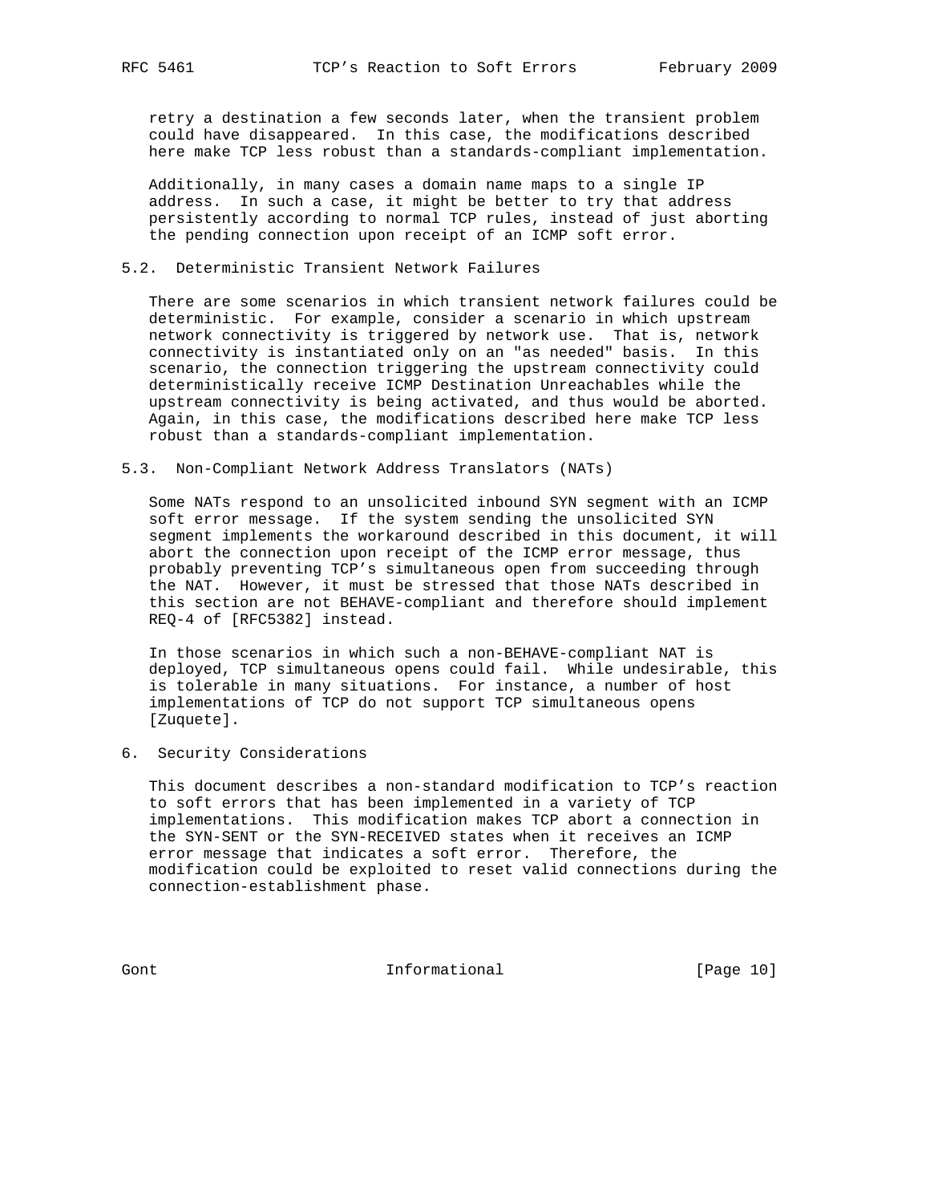retry a destination a few seconds later, when the transient problem could have disappeared. In this case, the modifications described here make TCP less robust than a standards-compliant implementation.

Additionally, in many cases a domain name maps to a single IP address. In such a case, it might be better to try that address persistently according to normal TCP rules, instead of just aborting the pending connection upon receipt of an ICMP soft error.

## 5.2. Deterministic Transient Network Failures

There are some scenarios in which transient network failures could be deterministic. For example, consider a scenario in which upstream network connectivity is triggered by network use. That is, network connectivity is instantiated only on an "as needed" basis. In this scenario, the connection triggering the upstream connectivity could deterministically receive ICMP Destination Unreachables while the upstream connectivity is being activated, and thus would be aborted. Again, in this case, the modifications described here make TCP less robust than a standards-compliant implementation.

## 5.3. Non-Compliant Network Address Translators (NATs)

Some NATs respond to an unsolicited inbound SYN segment with an ICMP soft error message. If the system sending the unsolicited SYN segment implements the workaround described in this document, it will abort the connection upon receipt of the ICMP error message, thus probably preventing TCP's simultaneous open from succeeding through the NAT. However, it must be stressed that those NATs described in this section are not BEHAVE-compliant and therefore should implement REQ-4 of [RFC5382] instead.

In those scenarios in which such a non-BEHAVE-compliant NAT is deployed, TCP simultaneous opens could fail. While undesirable, this is tolerable in many situations. For instance, a number of host implementations of TCP do not support TCP simultaneous opens [Zuquete].

# 6. Security Considerations

This document describes a non-standard modification to TCP's reaction to soft errors that has been implemented in a variety of TCP implementations. This modification makes TCP abort a connection in the SYN-SENT or the SYN-RECEIVED states when it receives an ICMP error message that indicates a soft error. Therefore, the modification could be exploited to reset valid connections during the connection-establishment phase.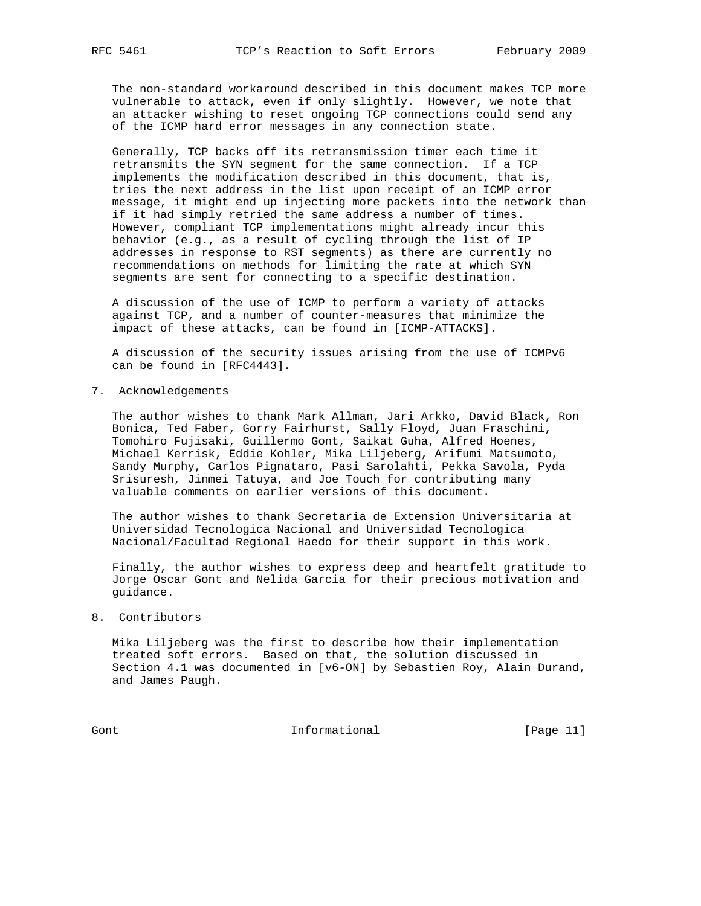The non-standard workaround described in this document makes TCP more vulnerable to attack, even if only slightly. However, we note that an attacker wishing to reset ongoing TCP connections could send any of the ICMP hard error messages in any connection state.

Generally, TCP backs off its retransmission timer each time it retransmits the SYN segment for the same connection. If a TCP implements the modification described in this document, that is, tries the next address in the list upon receipt of an ICMP error message, it might end up injecting more packets into the network than if it had simply retried the same address a number of times. However, compliant TCP implementations might already incur this behavior (e.g., as a result of cycling through the list of IP addresses in response to RST segments) as there are currently no recommendations on methods for limiting the rate at which SYN segments are sent for connecting to a specific destination.

A discussion of the use of ICMP to perform a variety of attacks against TCP, and a number of counter-measures that minimize the impact of these attacks, can be found in [ICMP-ATTACKS].

A discussion of the security issues arising from the use of ICMPv6 can be found in [RFC4443].

## 7. Acknowledgements

The author wishes to thank Mark Allman, Jari Arkko, David Black, Ron Bonica, Ted Faber, Gorry Fairhurst, Sally Floyd, Juan Fraschini, Tomohiro Fujisaki, Guillermo Gont, Saikat Guha, Alfred Hoenes, Michael Kerrisk, Eddie Kohler, Mika Liljeberg, Arifumi Matsumoto, Sandy Murphy, Carlos Pignataro, Pasi Sarolahti, Pekka Savola, Pyda Srisuresh, Jinmei Tatuya, and Joe Touch for contributing many valuable comments on earlier versions of this document.

The author wishes to thank Secretaria de Extension Universitaria at Universidad Tecnologica Nacional and Universidad Tecnologica Nacional/Facultad Regional Haedo for their support in this work.

Finally, the author wishes to express deep and heartfelt gratitude to Jorge Oscar Gont and Nelida Garcia for their precious motivation and guidance.

## 8. Contributors

Mika Liljeberg was the first to describe how their implementation treated soft errors. Based on that, the solution discussed in Section 4.1 was documented in [v6-ON] by Sebastien Roy, Alain Durand, and James Paugh.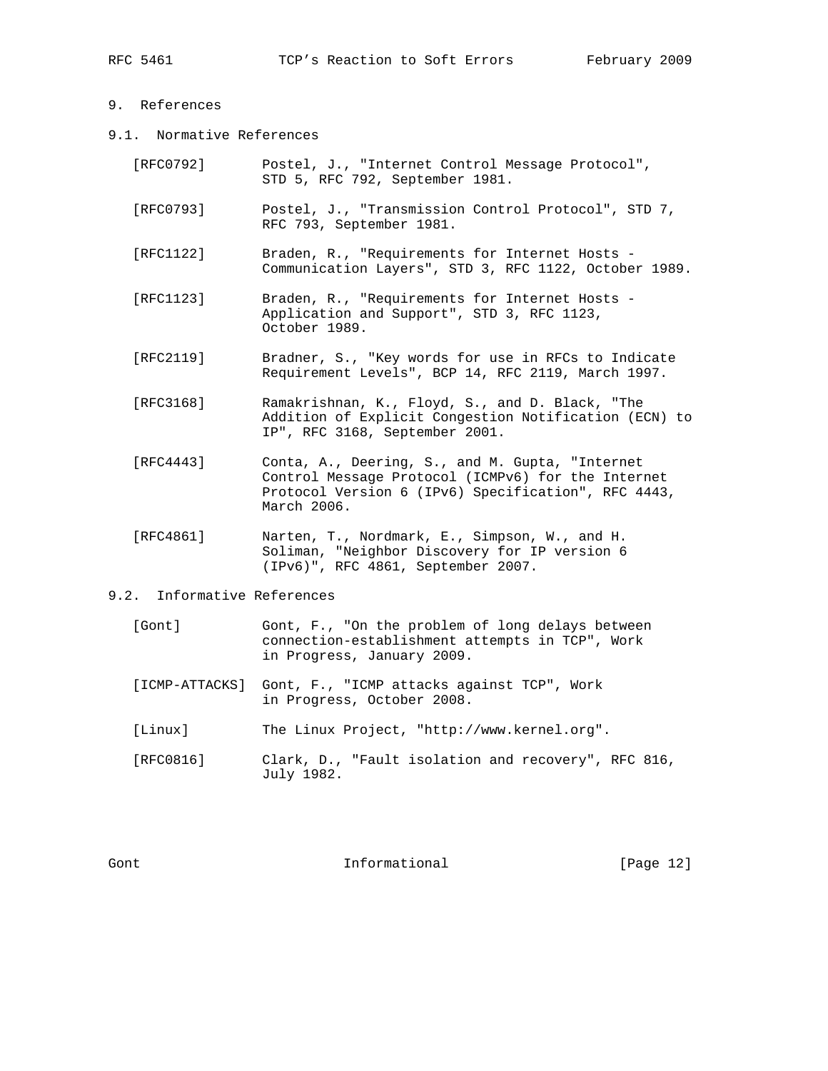# 9. References

## 9.1. Normative References

[RFC0792] Postel, J., "Internet Control Message Protocol", STD 5, RFC 792, September 1981.

[RFC0793] Postel, J., "Transmission Control Protocol", STD 7, RFC 793, September 1981.

[RFC1122] Braden, R., "Requirements for Internet Hosts - Communication Layers", STD 3, RFC 1122, October 1989.

[RFC1123] Braden, R., "Requirements for Internet Hosts - Application and Support", STD 3, RFC 1123, October 1989.

[RFC2119] Bradner, S., "Key words for use in RFCs to Indicate Requirement Levels", BCP 14, RFC 2119, March 1997.

[RFC3168] Ramakrishnan, K., Floyd, S., and D. Black, "The Addition of Explicit Congestion Notification (ECN) to IP", RFC 3168, September 2001.

[RFC4443] Conta, A., Deering, S., and M. Gupta, "Internet Control Message Protocol (ICMPv6) for the Internet Protocol Version 6 (IPv6) Specification", RFC 4443, March 2006.

[RFC4861] Narten, T., Nordmark, E., Simpson, W., and H. Soliman, "Neighbor Discovery for IP version 6 (IPv6)", RFC 4861, September 2007.

## 9.2. Informative References

[Gont] Gont, F., "On the problem of long delays between connection-establishment attempts in TCP", Work in Progress, January 2009.

[ICMP-ATTACKS] Gont, F., "ICMP attacks against TCP", Work in Progress, October 2008.

[Linux] The Linux Project, "http://www.kernel.org".

[RFC0816] Clark, D., "Fault isolation and recovery", RFC 816, July 1982.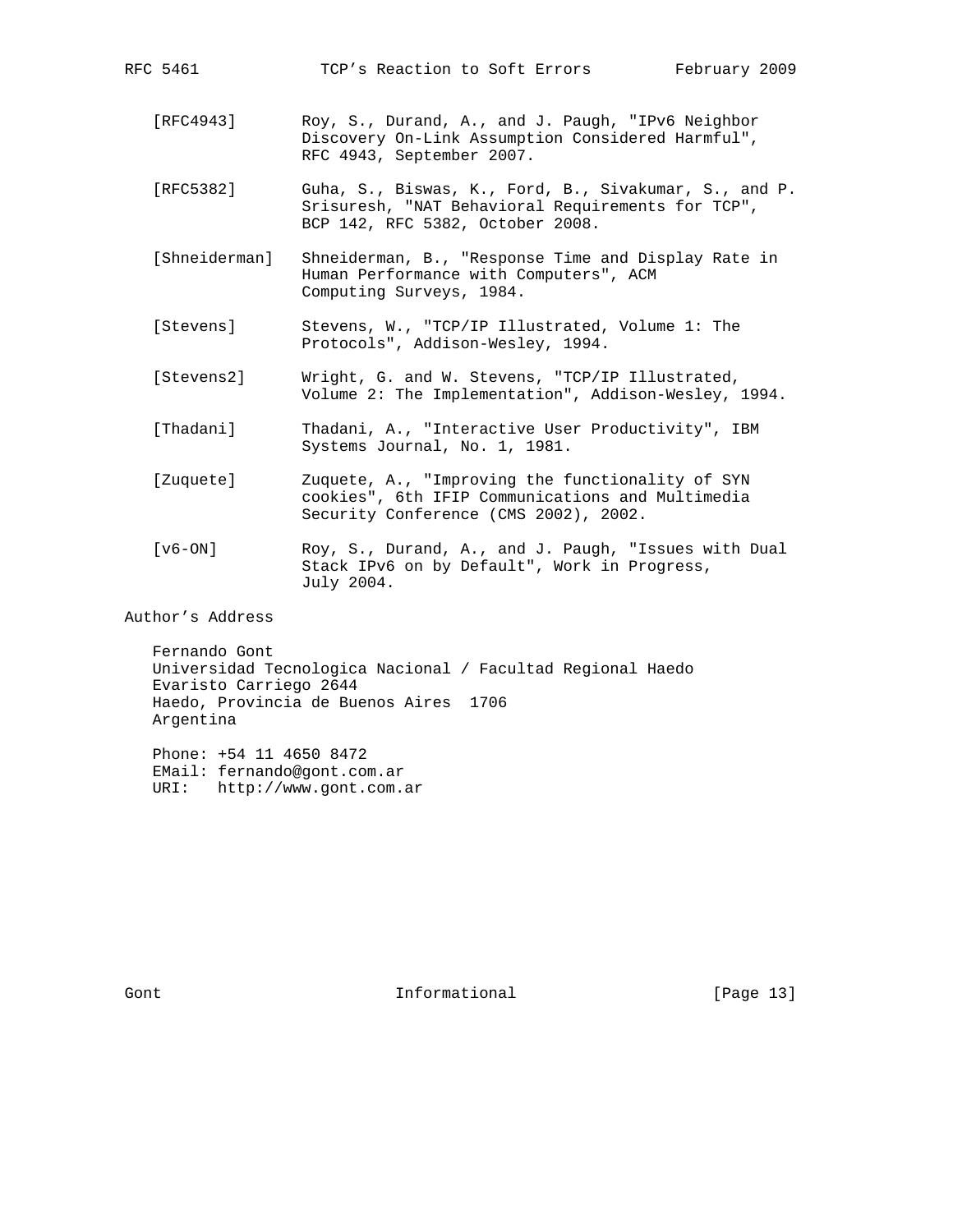[RFC4943] Roy, S., Durand, A., and J. Paugh, "IPv6 Neighbor Discovery On-Link Assumption Considered Harmful", RFC 4943, September 2007.

[RFC5382] Guha, S., Biswas, K., Ford, B., Sivakumar, S., and P. Srisuresh, "NAT Behavioral Requirements for TCP", BCP 142, RFC 5382, October 2008.

[Shneiderman] Shneiderman, B., "Response Time and Display Rate in Human Performance with Computers", ACM Computing Surveys, 1984.

[Stevens] Stevens, W., "TCP/IP Illustrated, Volume 1: The Protocols", Addison-Wesley, 1994.

[Stevens2] Wright, G. and W. Stevens, "TCP/IP Illustrated, Volume 2: The Implementation", Addison-Wesley, 1994.

[Thadani] Thadani, A., "Interactive User Productivity", IBM Systems Journal, No. 1, 1981.

[Zuquete] Zuquete, A., "Improving the functionality of SYN cookies", 6th IFIP Communications and Multimedia Security Conference (CMS 2002), 2002.

[v6-ON] Roy, S., Durand, A., and J. Paugh, "Issues with Dual Stack IPv6 on by Default", Work in Progress, July 2004.

## Author's Address

Fernando Gont
Universidad Tecnologica Nacional / Facultad Regional Haedo
Evaristo Carriego 2644
Haedo, Provincia de Buenos Aires 1706
Argentina

Phone: +54 11 4650 8472
EMail: fernando@gont.com.ar
URI: http://www.gont.com.ar